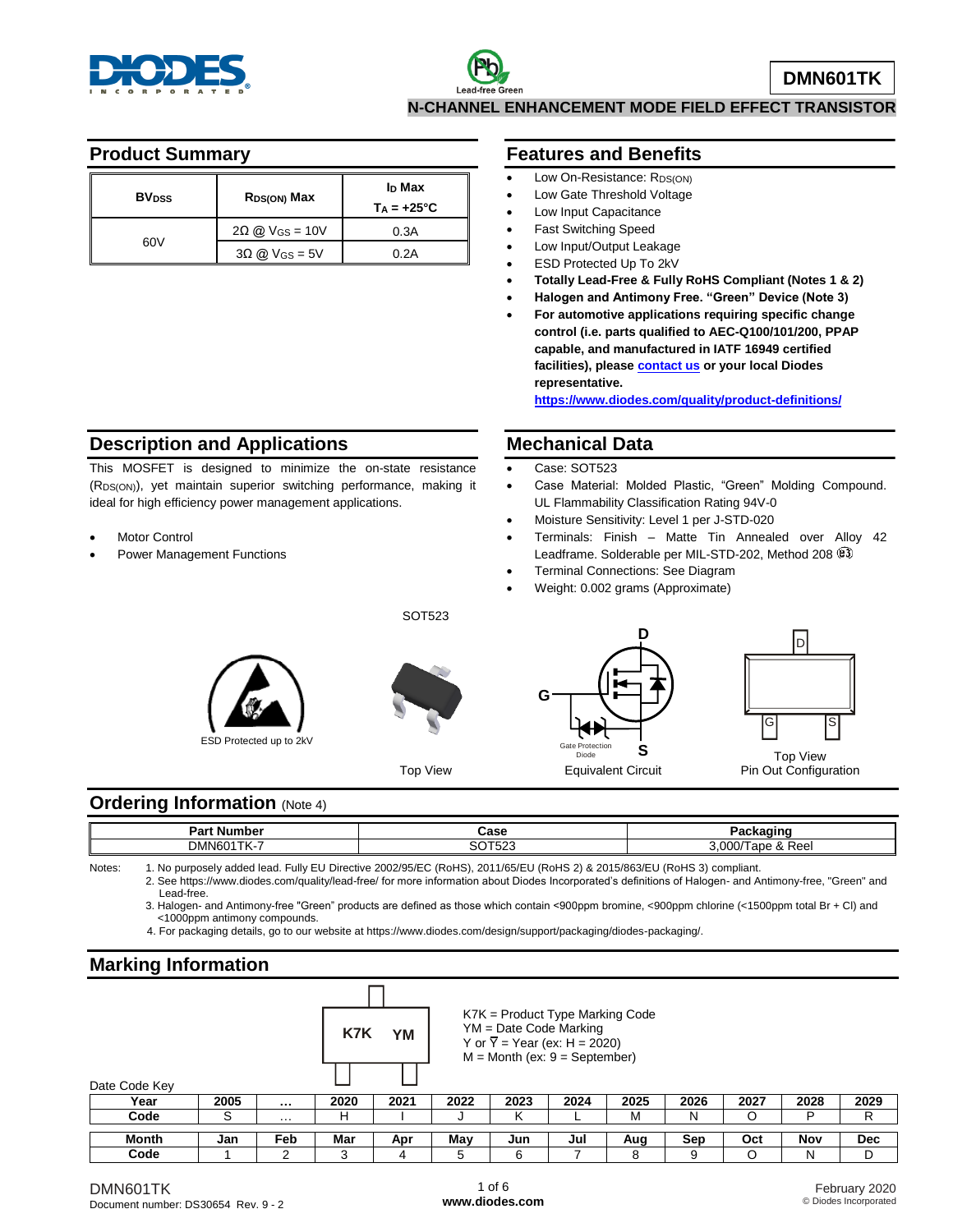# DMN601TK

## N-CHANNEL ENHANCEMENT MODE FIELD EFFECT TRANSISTOR

## Product Summary

| $BV_{DSS}$ | $R_{DS(ON)}$ Max | $I_D$ Max $T_A = +25°C$ |
|---|---|---|
| 60V | 2Ω @ $V_{GS}$ = 10V | 0.3A |
| | 3Ω @ $V_{GS}$ = 5V | 0.2A |

## Features and Benefits

- Low On-Resistance: $R_{DS(ON)}$
- Low Gate Threshold Voltage
- Low Input Capacitance
- Fast Switching Speed
- Low Input/Output Leakage
- ESD Protected Up To 2kV
- **Totally Lead-Free & Fully RoHS Compliant (Notes 1 & 2)**
- **Halogen and Antimony Free. "Green" Device (Note 3)**
- **For automotive applications requiring specific change control (i.e. parts qualified to AEC-Q100/101/200, PPAP capable, and manufactured in IATF 16949 certified facilities), please contact us or your local Diodes representative.**
  **https://www.diodes.com/quality/product-definitions/**

## Description and Applications

This MOSFET is designed to minimize the on-state resistance ($R_{DS(ON)}$), yet maintain superior switching performance, making it ideal for high efficiency power management applications.

- Motor Control
- Power Management Functions

## Mechanical Data

- Case: SOT523
- Case Material: Molded Plastic, "Green" Molding Compound. UL Flammability Classification Rating 94V-0
- Moisture Sensitivity: Level 1 per J-STD-020
- Terminals: Finish – Matte Tin Annealed over Alloy 42 Leadframe. Solderable per MIL-STD-202, Method 208 (e3)
- Terminal Connections: See Diagram
- Weight: 0.002 grams (Approximate)

ESD Protected up to 2kV

SOT523

Top View

Equivalent Circuit

Top View
Pin Out Configuration

## Ordering Information (Note 4)

| Part Number | Case | Packaging |
|---|---|---|
| DMN601TK-7 | SOT523 | 3,000/Tape & Reel |

Notes:
1. No purposely added lead. Fully EU Directive 2002/95/EC (RoHS), 2011/65/EU (RoHS 2) & 2015/863/EU (RoHS 3) compliant.
2. See https://www.diodes.com/quality/lead-free/ for more information about Diodes Incorporated's definitions of Halogen- and Antimony-free, "Green" and Lead-free.
3. Halogen- and Antimony-free "Green" products are defined as those which contain <900ppm bromine, <900ppm chlorine (<1500ppm total Br + Cl) and <1000ppm antimony compounds.
4. For packaging details, go to our website at https://www.diodes.com/design/support/packaging/diodes-packaging/.

## Marking Information

K7K YM

K7K = Product Type Marking Code
YM = Date Code Marking
Y or $\bar{Y}$ = Year (ex: H = 2020)
M = Month (ex: 9 = September)

Date Code Key

| Year | 2005 | … | 2020 | 2021 | 2022 | 2023 | 2024 | 2025 | 2026 | 2027 | 2028 | 2029 |
|---|---|---|---|---|---|---|---|---|---|---|---|---|
| Code | S | … | H | I | J | K | L | M | N | O | P | R |

| Month | Jan | Feb | Mar | Apr | May | Jun | Jul | Aug | Sep | Oct | Nov | Dec |
|---|---|---|---|---|---|---|---|---|---|---|---|---|
| Code | 1 | 2 | 3 | 4 | 5 | 6 | 7 | 8 | 9 | O | N | D |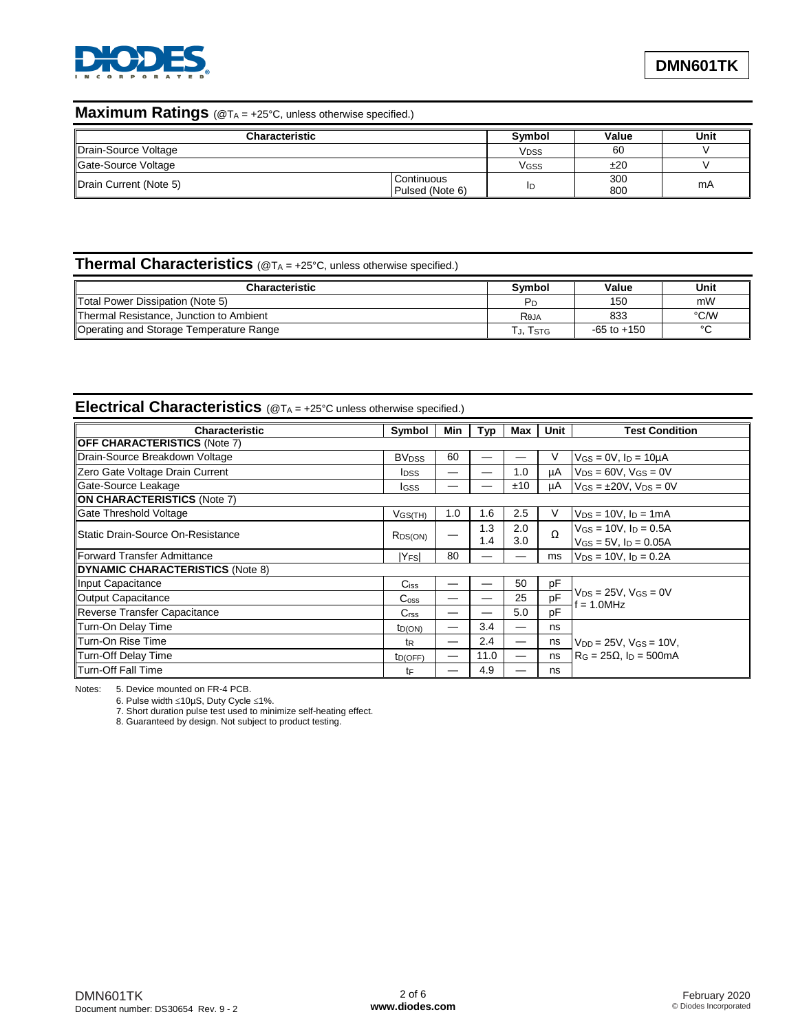## Maximum Ratings (@$T_A$ = +25°C, unless otherwise specified.)

| Characteristic | | Symbol | Value | Unit |
|---|---|---|---|---|
| Drain-Source Voltage | | $V_{DSS}$ | 60 | V |
| Gate-Source Voltage | | $V_{GSS}$ | ±20 | V |
| Drain Current (Note 5) | Continuous<br>Pulsed (Note 6) | $I_D$ | 300<br>800 | mA |

## Thermal Characteristics (@$T_A$ = +25°C, unless otherwise specified.)

| Characteristic | Symbol | Value | Unit |
|---|---|---|---|
| Total Power Dissipation (Note 5) | $P_D$ | 150 | mW |
| Thermal Resistance, Junction to Ambient | $R_{\theta JA}$ | 833 | °C/W |
| Operating and Storage Temperature Range | $T_J, T_{STG}$ | -65 to +150 | °C |

## Electrical Characteristics (@$T_A$ = +25°C unless otherwise specified.)

| Characteristic | Symbol | Min | Typ | Max | Unit | Test Condition |
|---|---|---|---|---|---|---|
| **OFF CHARACTERISTICS** (Note 7) | | | | | | |
| Drain-Source Breakdown Voltage | $BV_{DSS}$ | 60 | — | — | V | $V_{GS} = 0V$, $I_D = 10\mu A$ |
| Zero Gate Voltage Drain Current | $I_{DSS}$ | — | — | 1.0 | µA | $V_{DS} = 60V$, $V_{GS} = 0V$ |
| Gate-Source Leakage | $I_{GSS}$ | — | — | ±10 | µA | $V_{GS} = \pm 20V$, $V_{DS} = 0V$ |
| **ON CHARACTERISTICS** (Note 7) | | | | | | |
| Gate Threshold Voltage | $V_{GS(TH)}$ | 1.0 | 1.6 | 2.5 | V | $V_{DS} = 10V$, $I_D = 1mA$ |
| Static Drain-Source On-Resistance | $R_{DS(ON)}$ | — | 1.3<br>1.4 | 2.0<br>3.0 | Ω | $V_{GS} = 10V$, $I_D = 0.5A$<br>$V_{GS} = 5V$, $I_D = 0.05A$ |
| Forward Transfer Admittance | $\lvert Y_{FS} \rvert$ | 80 | — | — | ms | $V_{DS} = 10V$, $I_D = 0.2A$ |
| **DYNAMIC CHARACTERISTICS** (Note 8) | | | | | | |
| Input Capacitance | $C_{iss}$ | — | — | 50 | pF | $V_{DS} = 25V$, $V_{GS} = 0V$<br>f = 1.0MHz |
| Output Capacitance | $C_{oss}$ | — | — | 25 | pF | |
| Reverse Transfer Capacitance | $C_{rss}$ | — | — | 5.0 | pF | |
| Turn-On Delay Time | $t_{D(ON)}$ | — | 3.4 | — | ns | $V_{DD} = 25V$, $V_{GS} = 10V$,<br>$R_G = 25\Omega$, $I_D = 500mA$ |
| Turn-On Rise Time | $t_R$ | — | 2.4 | — | ns | |
| Turn-Off Delay Time | $t_{D(OFF)}$ | — | 11.0 | — | ns | |
| Turn-Off Fall Time | $t_F$ | — | 4.9 | — | ns | |

Notes:
5. Device mounted on FR-4 PCB.
6. Pulse width ≤10µS, Duty Cycle ≤1%.
7. Short duration pulse test used to minimize self-heating effect.
8. Guaranteed by design. Not subject to product testing.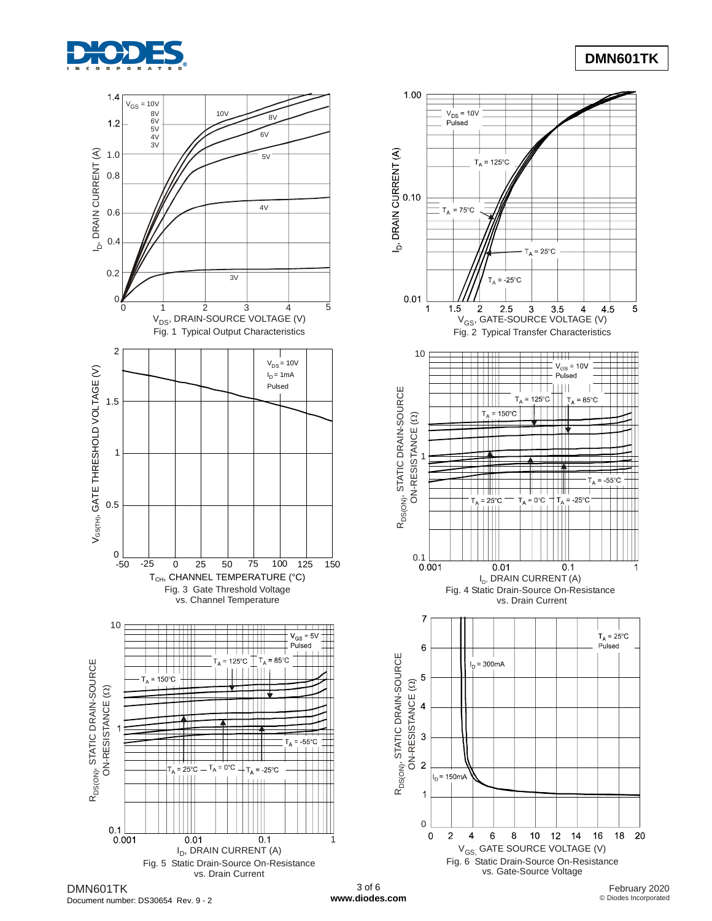Fig. 1 Typical Output Characteristics

Fig. 2 Typical Transfer Characteristics

Fig. 3 Gate Threshold Voltage vs. Channel Temperature

Fig. 4 Static Drain-Source On-Resistance vs. Drain Current

Fig. 5 Static Drain-Source On-Resistance vs. Drain Current

Fig. 6 Static Drain-Source On-Resistance vs. Gate-Source Voltage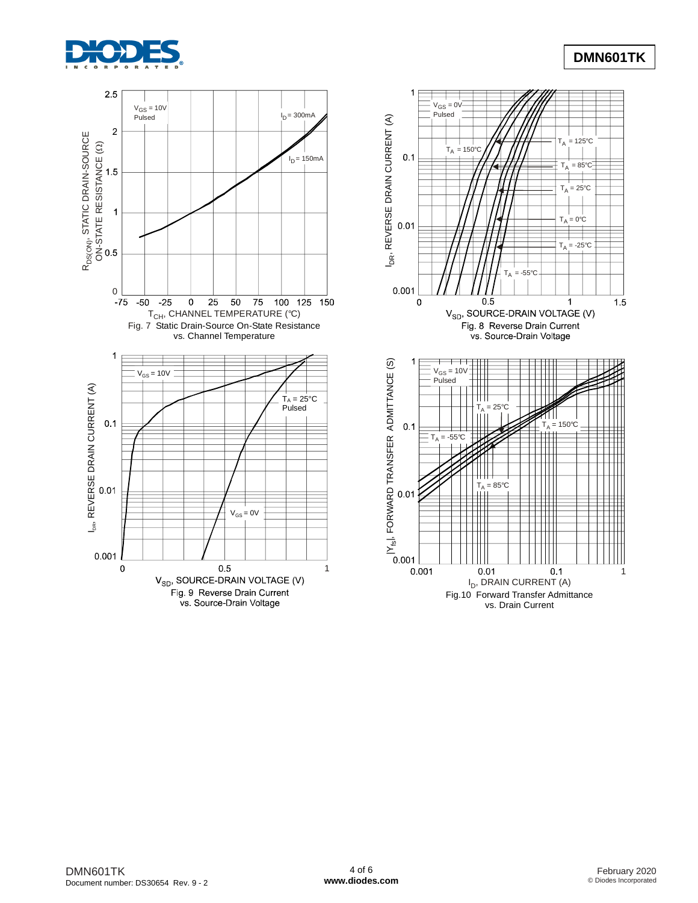Fig. 7 Static Drain-Source On-State Resistance vs. Channel Temperature

Fig. 8 Reverse Drain Current vs. Source-Drain Voltage

Fig. 9 Reverse Drain Current vs. Source-Drain Voltage

Fig.10 Forward Transfer Admittance vs. Drain Current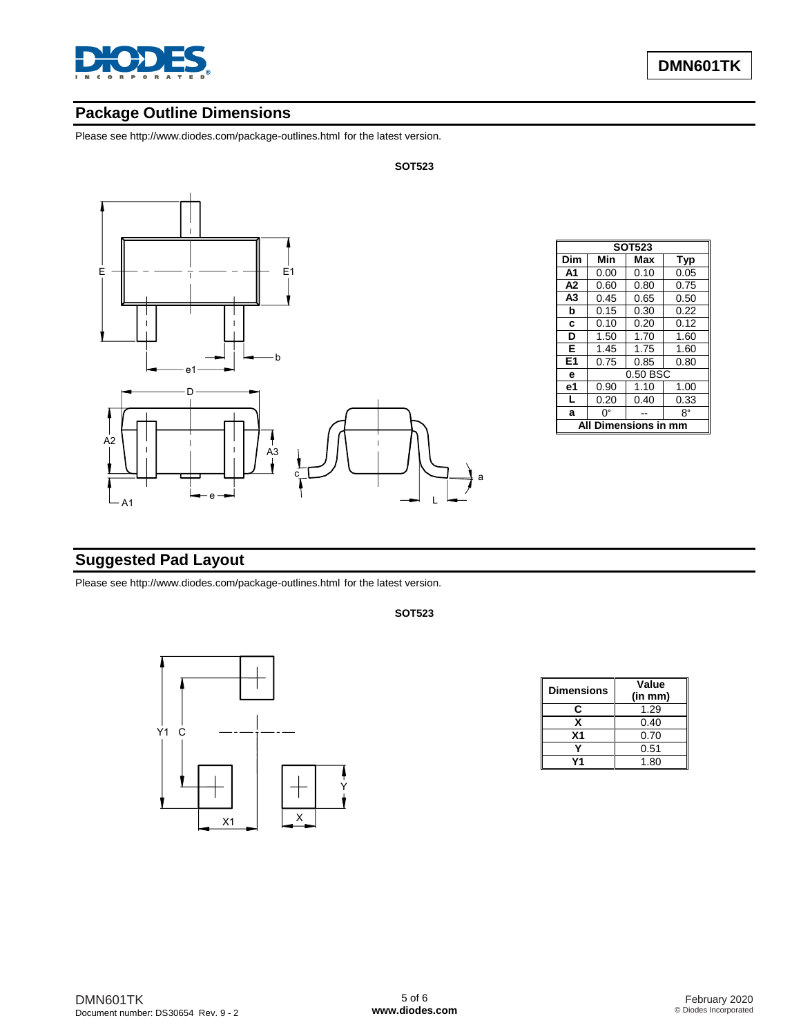## Package Outline Dimensions

Please see http://www.diodes.com/package-outlines.html for the latest version.

**SOT523**

| SOT523 | | | |
|---|---|---|---|
| **Dim** | **Min** | **Max** | **Typ** |
| **A1** | 0.00 | 0.10 | 0.05 |
| **A2** | 0.60 | 0.80 | 0.75 |
| **A3** | 0.45 | 0.65 | 0.50 |
| **b** | 0.15 | 0.30 | 0.22 |
| **c** | 0.10 | 0.20 | 0.12 |
| **D** | 1.50 | 1.70 | 1.60 |
| **E** | 1.45 | 1.75 | 1.60 |
| **E1** | 0.75 | 0.85 | 0.80 |
| **e** | 0.50 BSC | | |
| **e1** | 0.90 | 1.10 | 1.00 |
| **L** | 0.20 | 0.40 | 0.33 |
| **a** | 0° | -- | 8° |
| **All Dimensions in mm** | | | |

## Suggested Pad Layout

Please see http://www.diodes.com/package-outlines.html for the latest version.

**SOT523**

| Dimensions | Value (in mm) |
|---|---|
| C | 1.29 |
| X | 0.40 |
| X1 | 0.70 |
| Y | 0.51 |
| Y1 | 1.80 |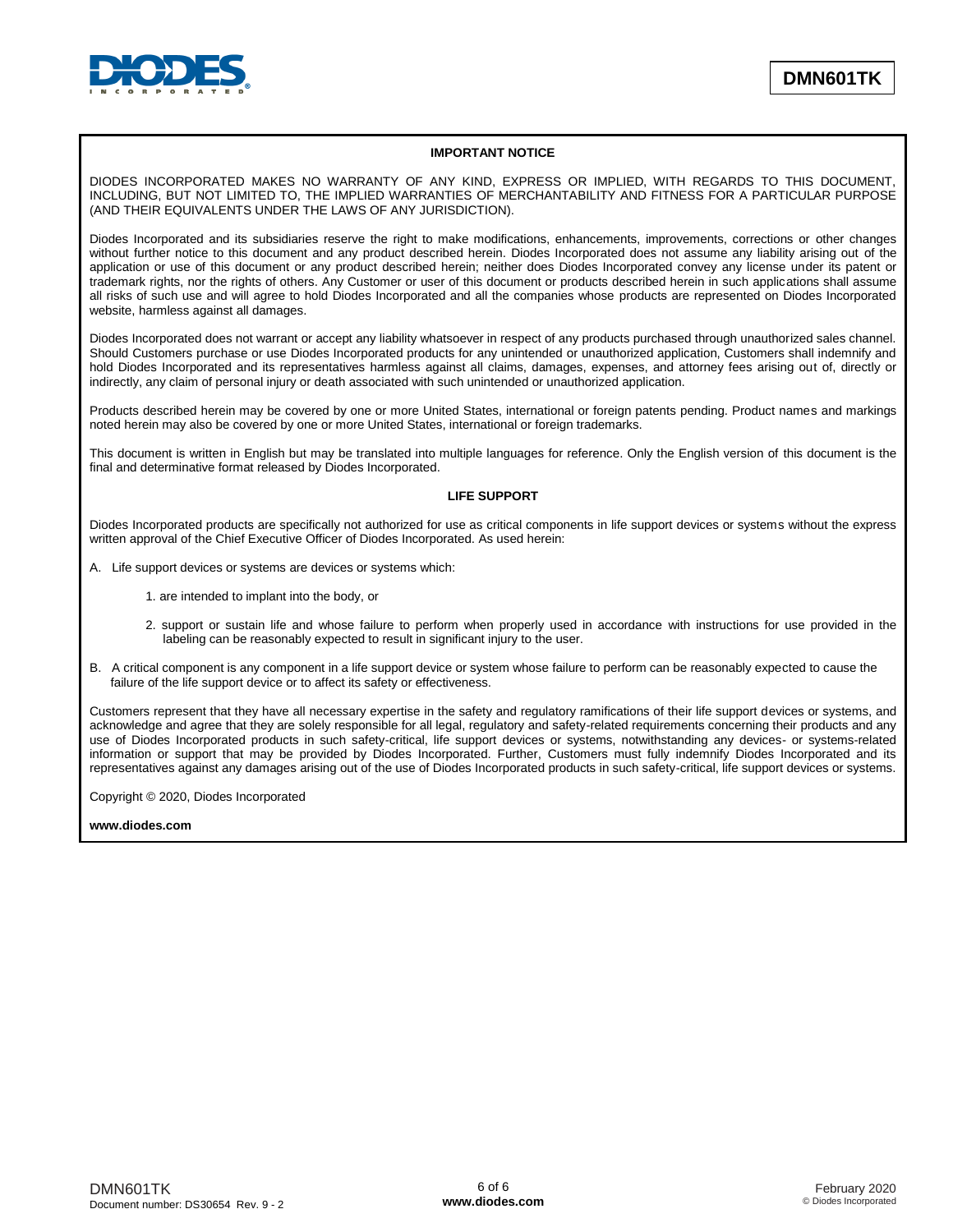**IMPORTANT NOTICE**

DIODES INCORPORATED MAKES NO WARRANTY OF ANY KIND, EXPRESS OR IMPLIED, WITH REGARDS TO THIS DOCUMENT, INCLUDING, BUT NOT LIMITED TO, THE IMPLIED WARRANTIES OF MERCHANTABILITY AND FITNESS FOR A PARTICULAR PURPOSE (AND THEIR EQUIVALENTS UNDER THE LAWS OF ANY JURISDICTION).

Diodes Incorporated and its subsidiaries reserve the right to make modifications, enhancements, improvements, corrections or other changes without further notice to this document and any product described herein. Diodes Incorporated does not assume any liability arising out of the application or use of this document or any product described herein; neither does Diodes Incorporated convey any license under its patent or trademark rights, nor the rights of others. Any Customer or user of this document or products described herein in such applications shall assume all risks of such use and will agree to hold Diodes Incorporated and all the companies whose products are represented on Diodes Incorporated website, harmless against all damages.

Diodes Incorporated does not warrant or accept any liability whatsoever in respect of any products purchased through unauthorized sales channel. Should Customers purchase or use Diodes Incorporated products for any unintended or unauthorized application, Customers shall indemnify and hold Diodes Incorporated and its representatives harmless against all claims, damages, expenses, and attorney fees arising out of, directly or indirectly, any claim of personal injury or death associated with such unintended or unauthorized application.

Products described herein may be covered by one or more United States, international or foreign patents pending. Product names and markings noted herein may also be covered by one or more United States, international or foreign trademarks.

This document is written in English but may be translated into multiple languages for reference. Only the English version of this document is the final and determinative format released by Diodes Incorporated.

**LIFE SUPPORT**

Diodes Incorporated products are specifically not authorized for use as critical components in life support devices or systems without the express written approval of the Chief Executive Officer of Diodes Incorporated. As used herein:

A. Life support devices or systems are devices or systems which:

   1. are intended to implant into the body, or

   2. support or sustain life and whose failure to perform when properly used in accordance with instructions for use provided in the labeling can be reasonably expected to result in significant injury to the user.

B. A critical component is any component in a life support device or system whose failure to perform can be reasonably expected to cause the failure of the life support device or to affect its safety or effectiveness.

Customers represent that they have all necessary expertise in the safety and regulatory ramifications of their life support devices or systems, and acknowledge and agree that they are solely responsible for all legal, regulatory and safety-related requirements concerning their products and any use of Diodes Incorporated products in such safety-critical, life support devices or systems, notwithstanding any devices- or systems-related information or support that may be provided by Diodes Incorporated. Further, Customers must fully indemnify Diodes Incorporated and its representatives against any damages arising out of the use of Diodes Incorporated products in such safety-critical, life support devices or systems.

Copyright © 2020, Diodes Incorporated

**www.diodes.com**